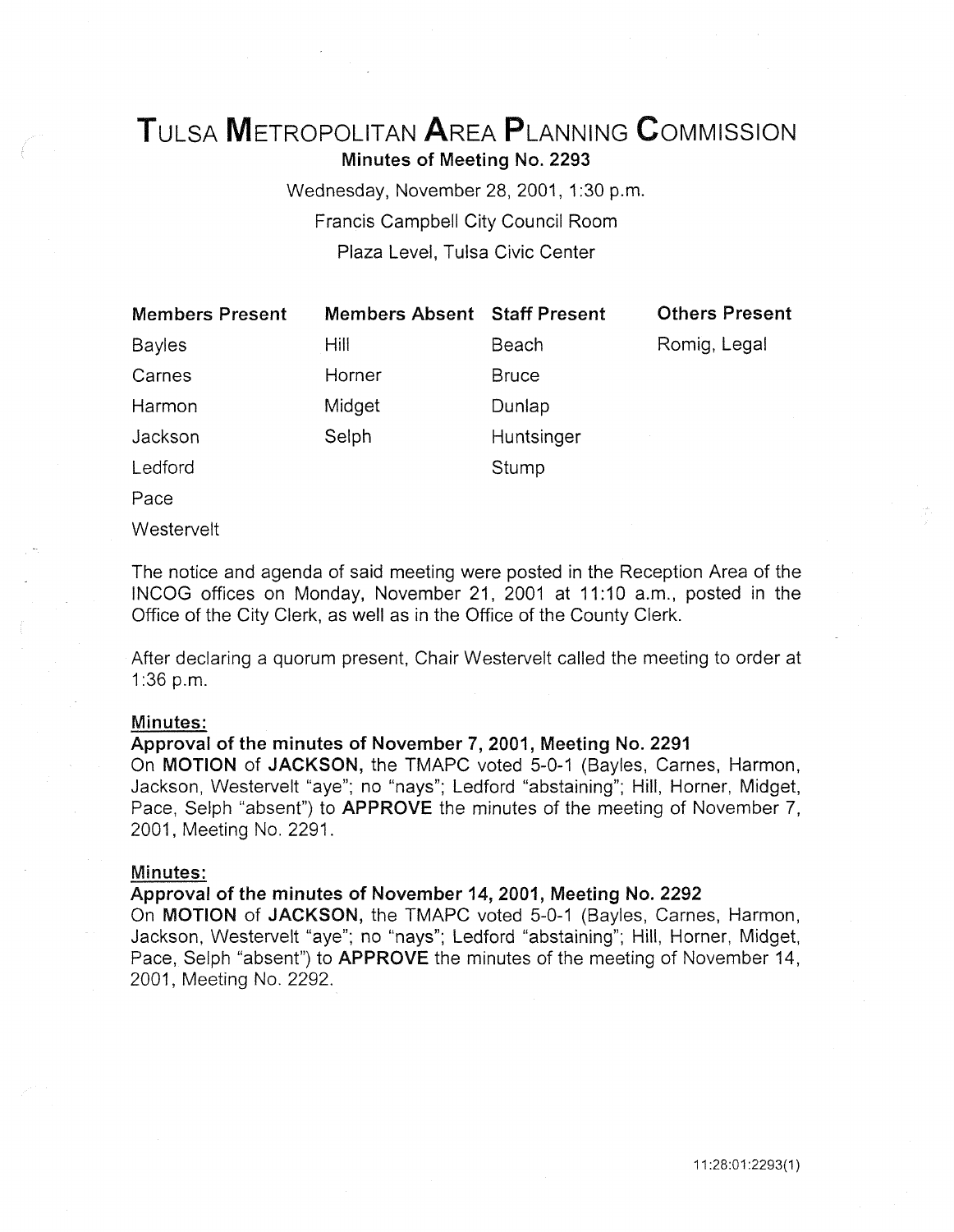# TULSA METROPOLITAN AREA PLANNING COMMISSION

**Minutes of Meeting No. 2293**

Wednesday, November 28, 2001, 1:30 p.m.

Francis Campbell City Council Room

Plaza Level, Tulsa Civic Center

| Members Present | Members Absent | Staff Present | Others Present |
|---|---|---|---|
| Bayles | Hill | Beach | Romig, Legal |
| Carnes | Horner | Bruce | |
| Harmon | Midget | Dunlap | |
| Jackson | Selph | Huntsinger | |
| Ledford | | Stump | |
| Pace | | | |
| Westervelt | | | |

The notice and agenda of said meeting were posted in the Reception Area of the INCOG offices on Monday, November 21, 2001 at 11:10 a.m., posted in the Office of the City Clerk, as well as in the Office of the County Clerk.

After declaring a quorum present, Chair Westervelt called the meeting to order at 1:36 p.m.

**Minutes:**

**Approval of the minutes of November 7, 2001, Meeting No. 2291**

On **MOTION** of **JACKSON,** the TMAPC voted 5-0-1 (Bayles, Carnes, Harmon, Jackson, Westervelt "aye"; no "nays"; Ledford "abstaining"; Hill, Horner, Midget, Pace, Selph "absent") to **APPROVE** the minutes of the meeting of November 7, 2001, Meeting No. 2291.

**Minutes:**

**Approval of the minutes of November 14, 2001, Meeting No. 2292**

On **MOTION** of **JACKSON,** the TMAPC voted 5-0-1 (Bayles, Carnes, Harmon, Jackson, Westervelt "aye"; no "nays"; Ledford "abstaining"; Hill, Horner, Midget, Pace, Selph "absent") to **APPROVE** the minutes of the meeting of November 14, 2001, Meeting No. 2292.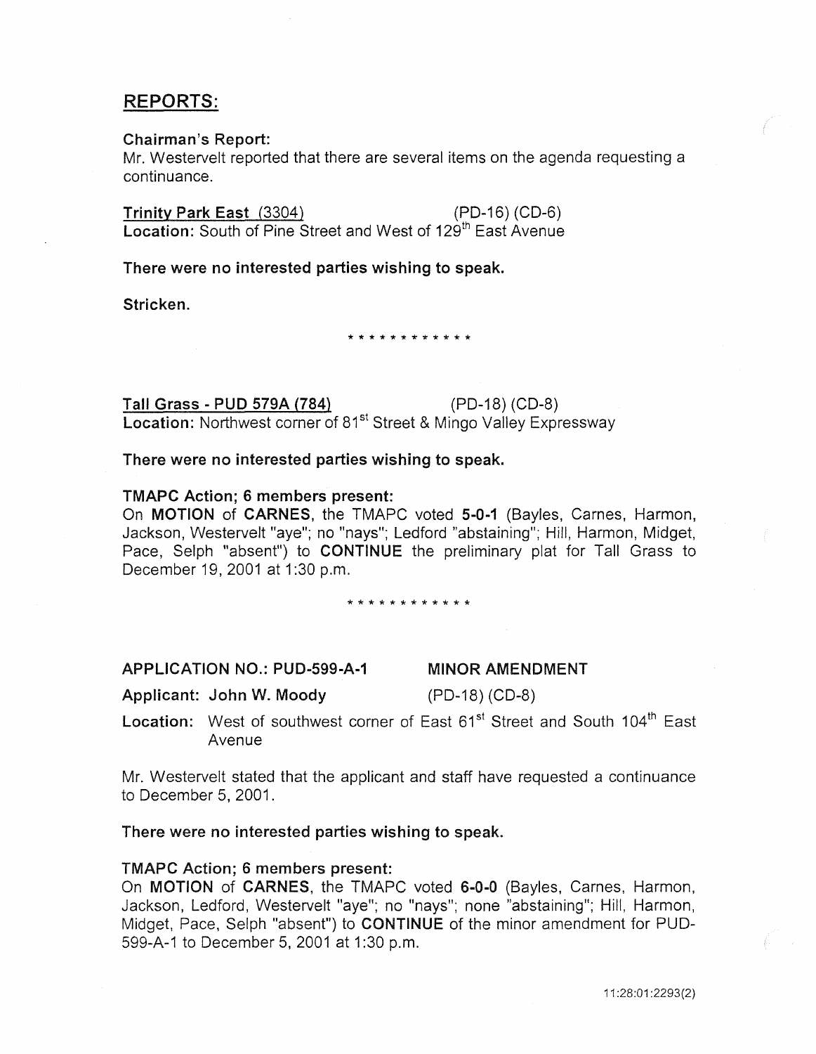## REPORTS:

**Chairman's Report:**

Mr. Westervelt reported that there are several items on the agenda requesting a continuance.

**Trinity Park East (3304)** (PD-16) (CD-6)
**Location:** South of Pine Street and West of 129th East Avenue

**There were no interested parties wishing to speak.**

**Stricken.**

\* \* \* \* \* \* \* \* \* \* \* \*

**Tall Grass - PUD 579A (784)** (PD-18) (CD-8)
**Location:** Northwest corner of 81st Street & Mingo Valley Expressway

**There were no interested parties wishing to speak.**

**TMAPC Action; 6 members present:**

On **MOTION** of **CARNES**, the TMAPC voted **5-0-1** (Bayles, Carnes, Harmon, Jackson, Westervelt "aye"; no "nays"; Ledford "abstaining"; Hill, Harmon, Midget, Pace, Selph "absent") to **CONTINUE** the preliminary plat for Tall Grass to December 19, 2001 at 1:30 p.m.

\* \* \* \* \* \* \* \* \* \* \* \*

**APPLICATION NO.: PUD-599-A-1** **MINOR AMENDMENT**

**Applicant: John W. Moody** (PD-18) (CD-8)

**Location:** West of southwest corner of East 61st Street and South 104th East Avenue

Mr. Westervelt stated that the applicant and staff have requested a continuance to December 5, 2001.

**There were no interested parties wishing to speak.**

**TMAPC Action; 6 members present:**

On **MOTION** of **CARNES**, the TMAPC voted **6-0-0** (Bayles, Carnes, Harmon, Jackson, Ledford, Westervelt "aye"; no "nays"; none "abstaining"; Hill, Harmon, Midget, Pace, Selph "absent") to **CONTINUE** of the minor amendment for PUD-599-A-1 to December 5, 2001 at 1:30 p.m.

11:28:01:2293(2)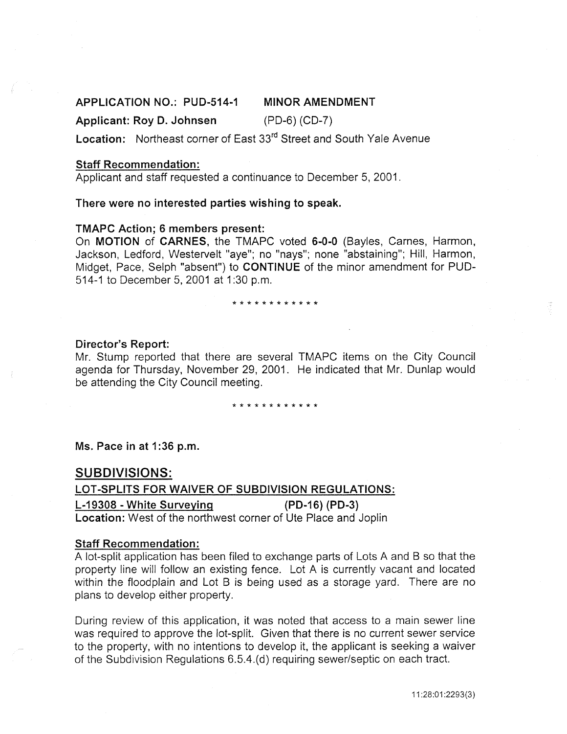**APPLICATION NO.: PUD-514-1 MINOR AMENDMENT**

**Applicant: Roy D. Johnsen** (PD-6) (CD-7)

**Location:** Northeast corner of East 33rd Street and South Yale Avenue

**Staff Recommendation:**

Applicant and staff requested a continuance to December 5, 2001.

**There were no interested parties wishing to speak.**

**TMAPC Action; 6 members present:**

On **MOTION** of **CARNES**, the TMAPC voted **6-0-0** (Bayles, Carnes, Harmon, Jackson, Ledford, Westervelt "aye"; no "nays"; none "abstaining"; Hill, Harmon, Midget, Pace, Selph "absent") to **CONTINUE** of the minor amendment for PUD-514-1 to December 5, 2001 at 1:30 p.m.

\* \* \* \* \* \* \* \* \* \* \* \*

**Director's Report:**

Mr. Stump reported that there are several TMAPC items on the City Council agenda for Thursday, November 29, 2001. He indicated that Mr. Dunlap would be attending the City Council meeting.

\* \* \* \* \* \* \* \* \* \* \* \*

**Ms. Pace in at 1:36 p.m.**

## SUBDIVISIONS:

**LOT-SPLITS FOR WAIVER OF SUBDIVISION REGULATIONS:**

**L-19308 - White Surveying (PD-16) (PD-3)**

**Location:** West of the northwest corner of Ute Place and Joplin

**Staff Recommendation:**

A lot-split application has been filed to exchange parts of Lots A and B so that the property line will follow an existing fence. Lot A is currently vacant and located within the floodplain and Lot B is being used as a storage yard. There are no plans to develop either property.

During review of this application, it was noted that access to a main sewer line was required to approve the lot-split. Given that there is no current sewer service to the property, with no intentions to develop it, the applicant is seeking a waiver of the Subdivision Regulations 6.5.4.(d) requiring sewer/septic on each tract.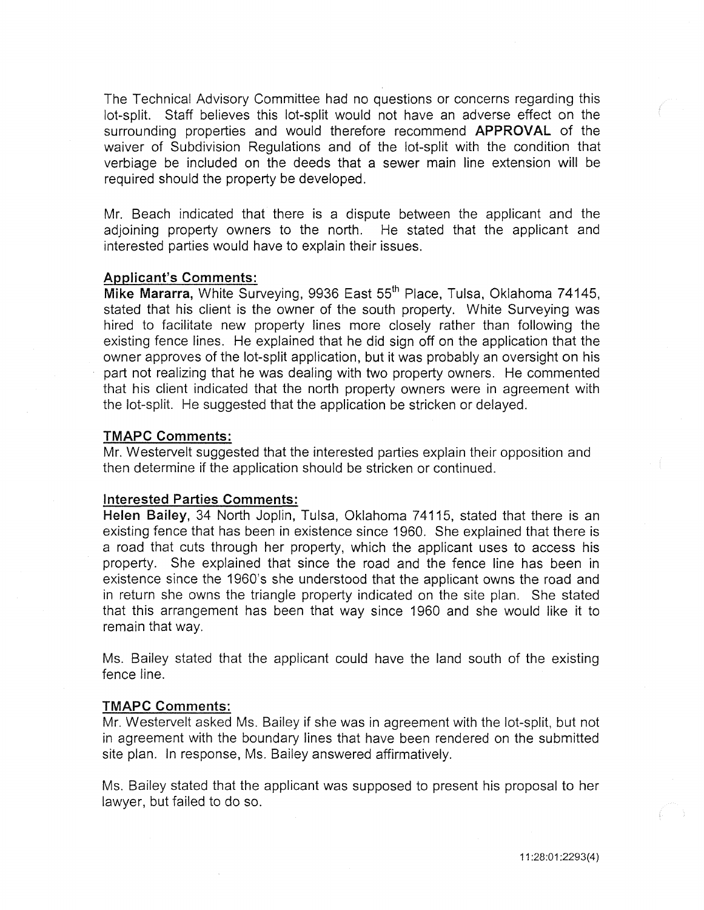The Technical Advisory Committee had no questions or concerns regarding this lot-split. Staff believes this lot-split would not have an adverse effect on the surrounding properties and would therefore recommend **APPROVAL** of the waiver of Subdivision Regulations and of the lot-split with the condition that verbiage be included on the deeds that a sewer main line extension will be required should the property be developed.

Mr. Beach indicated that there is a dispute between the applicant and the adjoining property owners to the north. He stated that the applicant and interested parties would have to explain their issues.

**Applicant's Comments:**

**Mike Mararra,** White Surveying, 9936 East 55th Place, Tulsa, Oklahoma 74145, stated that his client is the owner of the south property. White Surveying was hired to facilitate new property lines more closely rather than following the existing fence lines. He explained that he did sign off on the application that the owner approves of the lot-split application, but it was probably an oversight on his part not realizing that he was dealing with two property owners. He commented that his client indicated that the north property owners were in agreement with the lot-split. He suggested that the application be stricken or delayed.

**TMAPC Comments:**

Mr. Westervelt suggested that the interested parties explain their opposition and then determine if the application should be stricken or continued.

**Interested Parties Comments:**

**Helen Bailey**, 34 North Joplin, Tulsa, Oklahoma 74115, stated that there is an existing fence that has been in existence since 1960. She explained that there is a road that cuts through her property, which the applicant uses to access his property. She explained that since the road and the fence line has been in existence since the 1960's she understood that the applicant owns the road and in return she owns the triangle property indicated on the site plan. She stated that this arrangement has been that way since 1960 and she would like it to remain that way.

Ms. Bailey stated that the applicant could have the land south of the existing fence line.

**TMAPC Comments:**

Mr. Westervelt asked Ms. Bailey if she was in agreement with the lot-split, but not in agreement with the boundary lines that have been rendered on the submitted site plan. In response, Ms. Bailey answered affirmatively.

Ms. Bailey stated that the applicant was supposed to present his proposal to her lawyer, but failed to do so.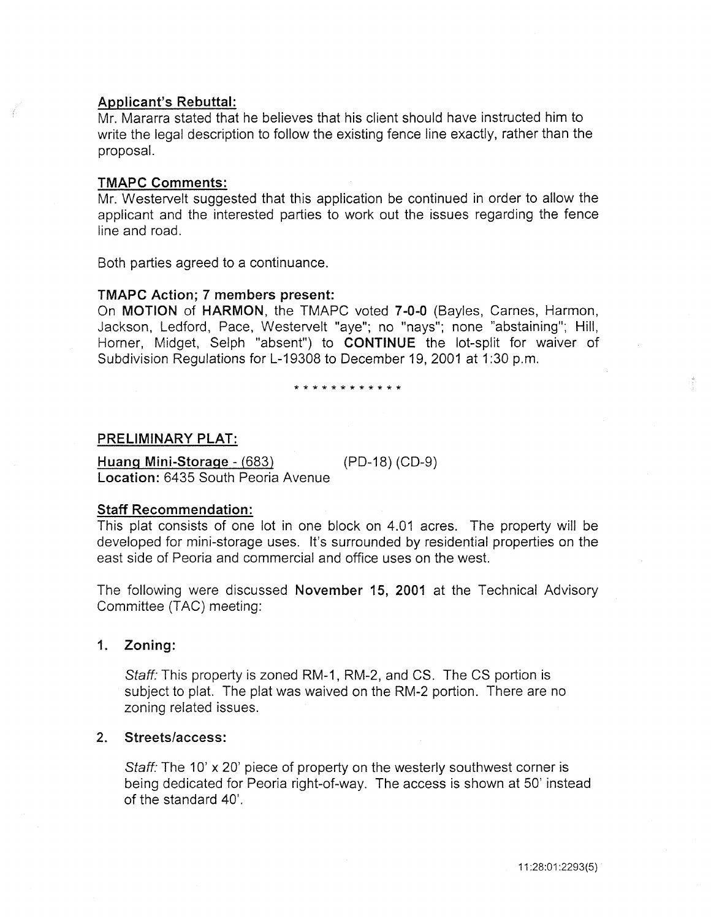**Applicant's Rebuttal:**
Mr. Mararra stated that he believes that his client should have instructed him to write the legal description to follow the existing fence line exactly, rather than the proposal.

**TMAPC Comments:**
Mr. Westervelt suggested that this application be continued in order to allow the applicant and the interested parties to work out the issues regarding the fence line and road.

Both parties agreed to a continuance.

**TMAPC Action; 7 members present:**
On **MOTION** of **HARMON**, the TMAPC voted **7-0-0** (Bayles, Carnes, Harmon, Jackson, Ledford, Pace, Westervelt "aye"; no "nays"; none "abstaining"; Hill, Horner, Midget, Selph "absent") to **CONTINUE** the lot-split for waiver of Subdivision Regulations for L-19308 to December 19, 2001 at 1:30 p.m.

\* \* \* \* \* \* \* \* \* \* \* \*

**PRELIMINARY PLAT:**

**Huang Mini-Storage - (683)** (PD-18) (CD-9)
**Location:** 6435 South Peoria Avenue

**Staff Recommendation:**
This plat consists of one lot in one block on 4.01 acres. The property will be developed for mini-storage uses. It's surrounded by residential properties on the east side of Peoria and commercial and office uses on the west.

The following were discussed **November 15, 2001** at the Technical Advisory Committee (TAC) meeting:

1. **Zoning:**

   *Staff:* This property is zoned RM-1, RM-2, and CS. The CS portion is subject to plat. The plat was waived on the RM-2 portion. There are no zoning related issues.

2. **Streets/access:**

   *Staff:* The 10' x 20' piece of property on the westerly southwest corner is being dedicated for Peoria right-of-way. The access is shown at 50' instead of the standard 40'.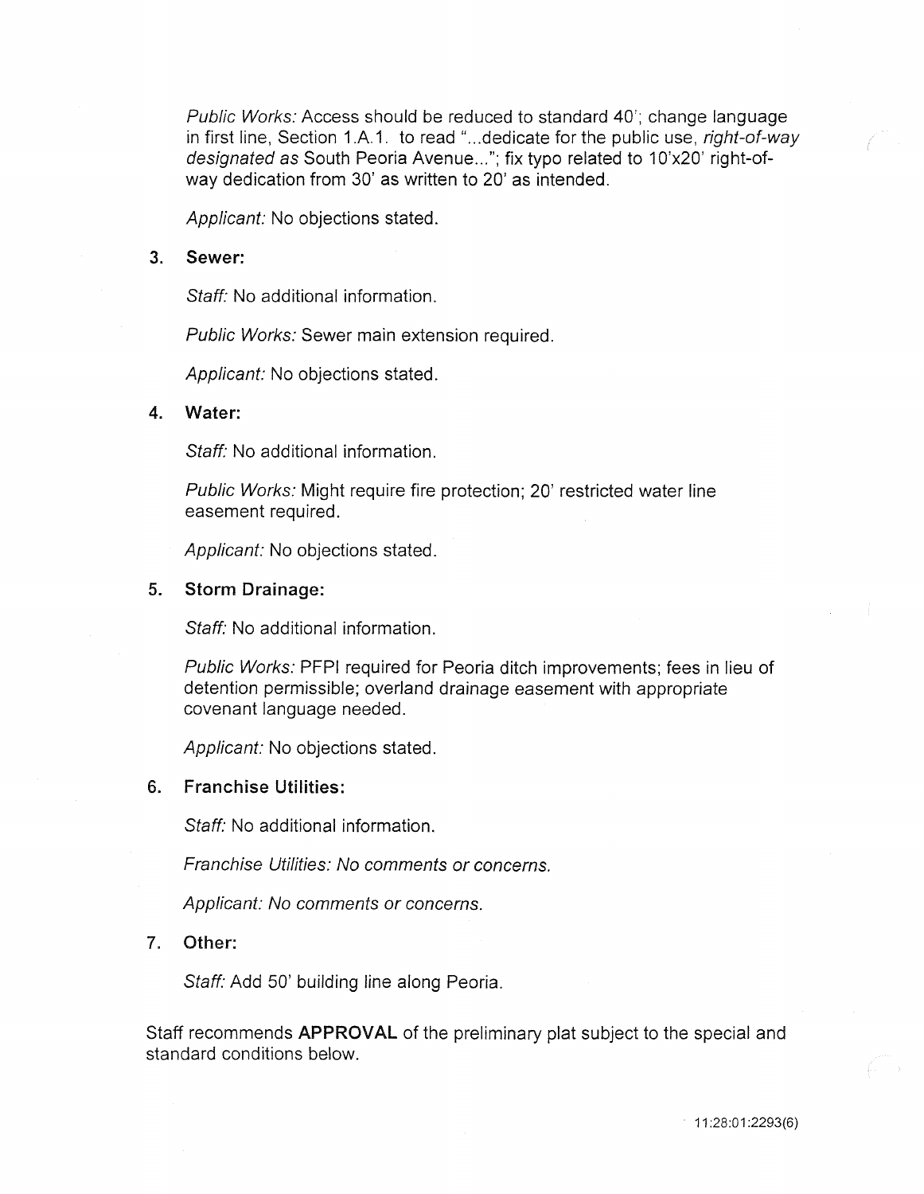*Public Works:* Access should be reduced to standard 40'; change language in first line, Section 1.A.1. to read "...dedicate for the public use, *right-of-way designated as* South Peoria Avenue..."; fix typo related to 10'x20' right-of-way dedication from 30' as written to 20' as intended.

*Applicant:* No objections stated.

3. **Sewer:**

   *Staff:* No additional information.

   *Public Works:* Sewer main extension required.

   *Applicant:* No objections stated.

4. **Water:**

   *Staff:* No additional information.

   *Public Works:* Might require fire protection; 20' restricted water line easement required.

   *Applicant:* No objections stated.

5. **Storm Drainage:**

   *Staff:* No additional information.

   *Public Works:* PFPI required for Peoria ditch improvements; fees in lieu of detention permissible; overland drainage easement with appropriate covenant language needed.

   *Applicant:* No objections stated.

6. **Franchise Utilities:**

   *Staff:* No additional information.

   *Franchise Utilities: No comments or concerns.*

   *Applicant: No comments or concerns.*

7. **Other:**

   *Staff:* Add 50' building line along Peoria.

Staff recommends **APPROVAL** of the preliminary plat subject to the special and standard conditions below.

11:28:01:2293(6)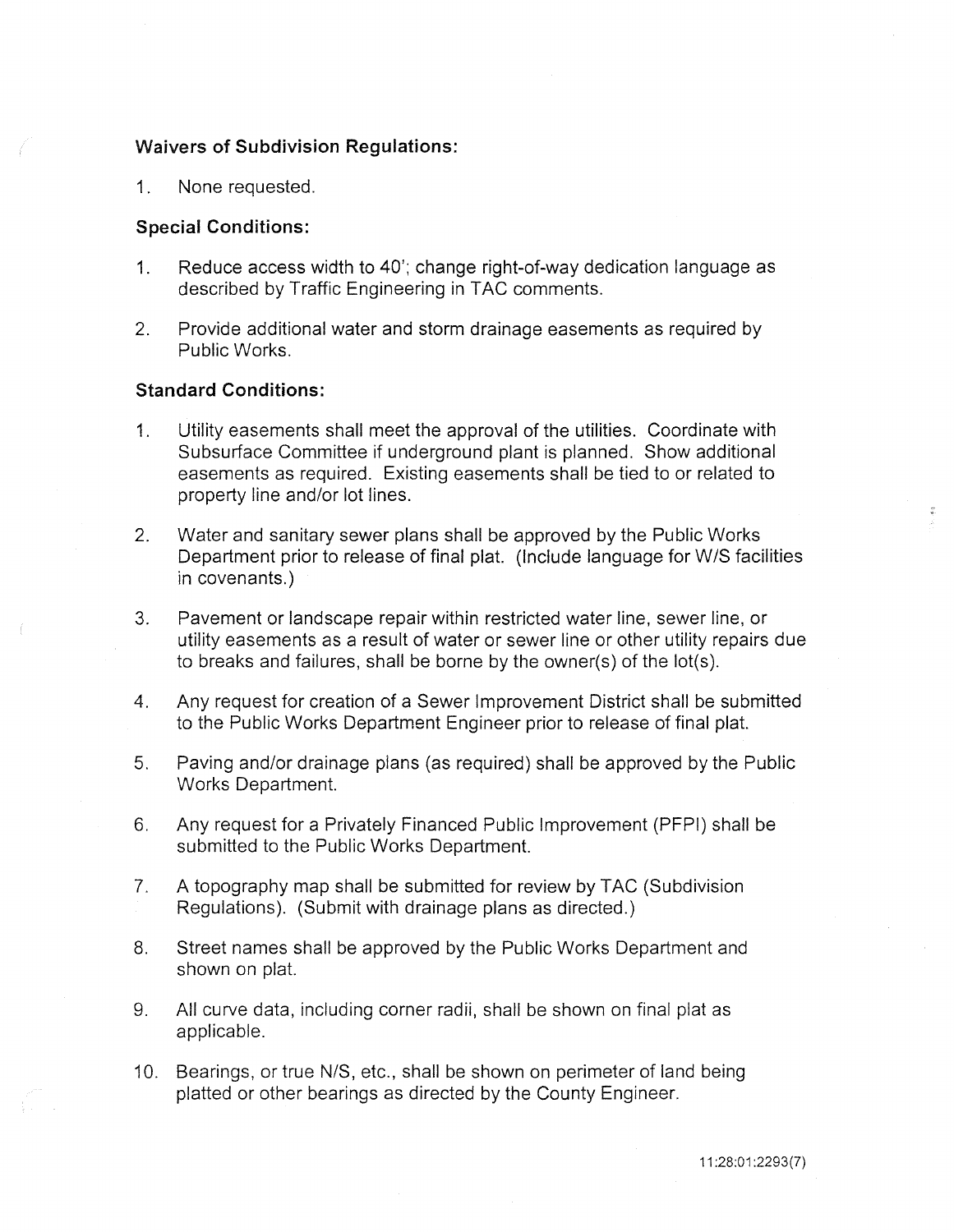**Waivers of Subdivision Regulations:**

1. None requested.

**Special Conditions:**

1. Reduce access width to 40'; change right-of-way dedication language as described by Traffic Engineering in TAC comments.

2. Provide additional water and storm drainage easements as required by Public Works.

**Standard Conditions:**

1. Utility easements shall meet the approval of the utilities. Coordinate with Subsurface Committee if underground plant is planned. Show additional easements as required. Existing easements shall be tied to or related to property line and/or lot lines.

2. Water and sanitary sewer plans shall be approved by the Public Works Department prior to release of final plat. (Include language for W/S facilities in covenants.)

3. Pavement or landscape repair within restricted water line, sewer line, or utility easements as a result of water or sewer line or other utility repairs due to breaks and failures, shall be borne by the owner(s) of the lot(s).

4. Any request for creation of a Sewer Improvement District shall be submitted to the Public Works Department Engineer prior to release of final plat.

5. Paving and/or drainage plans (as required) shall be approved by the Public Works Department.

6. Any request for a Privately Financed Public Improvement (PFPI) shall be submitted to the Public Works Department.

7. A topography map shall be submitted for review by TAC (Subdivision Regulations). (Submit with drainage plans as directed.)

8. Street names shall be approved by the Public Works Department and shown on plat.

9. All curve data, including corner radii, shall be shown on final plat as applicable.

10. Bearings, or true N/S, etc., shall be shown on perimeter of land being platted or other bearings as directed by the County Engineer.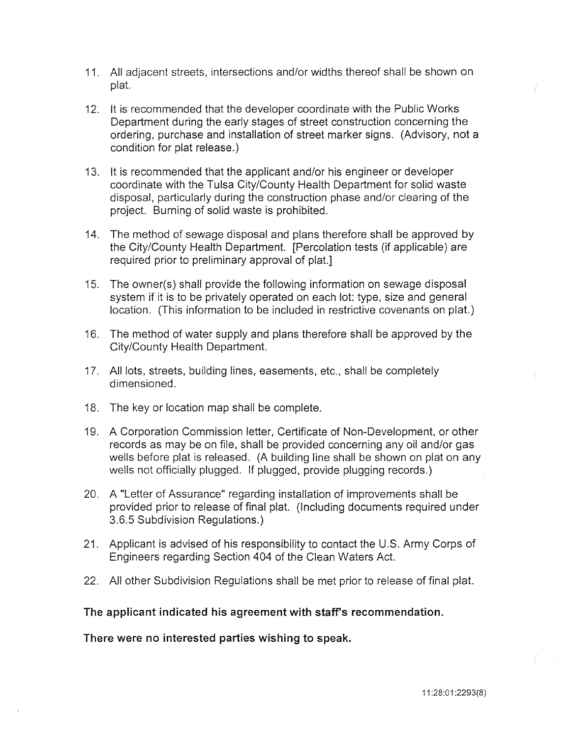11. All adjacent streets, intersections and/or widths thereof shall be shown on plat.

12. It is recommended that the developer coordinate with the Public Works Department during the early stages of street construction concerning the ordering, purchase and installation of street marker signs. (Advisory, not a condition for plat release.)

13. It is recommended that the applicant and/or his engineer or developer coordinate with the Tulsa City/County Health Department for solid waste disposal, particularly during the construction phase and/or clearing of the project. Burning of solid waste is prohibited.

14. The method of sewage disposal and plans therefore shall be approved by the City/County Health Department. [Percolation tests (if applicable) are required prior to preliminary approval of plat.]

15. The owner(s) shall provide the following information on sewage disposal system if it is to be privately operated on each lot: type, size and general location. (This information to be included in restrictive covenants on plat.)

16. The method of water supply and plans therefore shall be approved by the City/County Health Department.

17. All lots, streets, building lines, easements, etc., shall be completely dimensioned.

18. The key or location map shall be complete.

19. A Corporation Commission letter, Certificate of Non-Development, or other records as may be on file, shall be provided concerning any oil and/or gas wells before plat is released. (A building line shall be shown on plat on any wells not officially plugged. If plugged, provide plugging records.)

20. A "Letter of Assurance" regarding installation of improvements shall be provided prior to release of final plat. (Including documents required under 3.6.5 Subdivision Regulations.)

21. Applicant is advised of his responsibility to contact the U.S. Army Corps of Engineers regarding Section 404 of the Clean Waters Act.

22. All other Subdivision Regulations shall be met prior to release of final plat.

**The applicant indicated his agreement with staff's recommendation.**

**There were no interested parties wishing to speak.**

11:28:01:2293(8)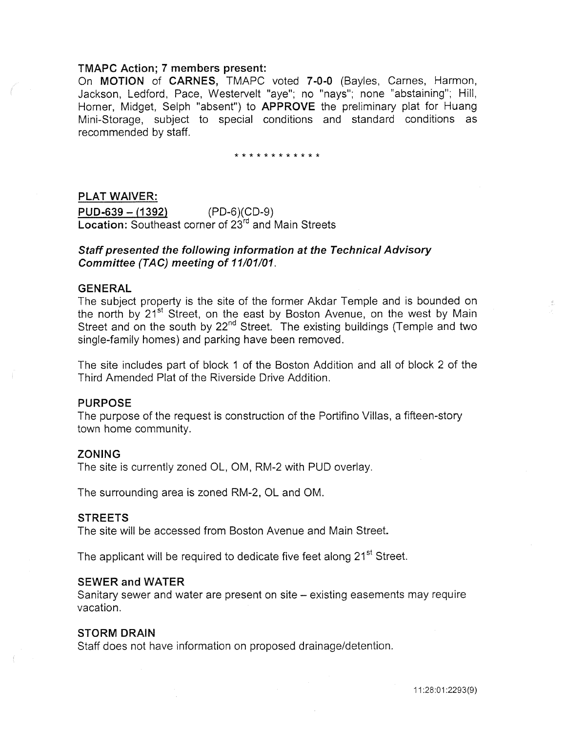**TMAPC Action; 7 members present:**

On **MOTION** of **CARNES,** TMAPC voted **7-0-0** (Bayles, Carnes, Harmon, Jackson, Ledford, Pace, Westervelt "aye"; no "nays"; none "abstaining"; Hill, Horner, Midget, Selph "absent") to **APPROVE** the preliminary plat for Huang Mini-Storage, subject to special conditions and standard conditions as recommended by staff.

* * * * * * * * * * * *

**PLAT WAIVER:**

**PUD-639 – (1392)** (PD-6)(CD-9)

**Location:** Southeast corner of 23rd and Main Streets

***Staff presented the following information at the Technical Advisory Committee (TAC) meeting of 11/01/01.***

**GENERAL**

The subject property is the site of the former Akdar Temple and is bounded on the north by 21st Street, on the east by Boston Avenue, on the west by Main Street and on the south by 22nd Street. The existing buildings (Temple and two single-family homes) and parking have been removed.

The site includes part of block 1 of the Boston Addition and all of block 2 of the Third Amended Plat of the Riverside Drive Addition.

**PURPOSE**

The purpose of the request is construction of the Portifino Villas, a fifteen-story town home community.

**ZONING**

The site is currently zoned OL, OM, RM-2 with PUD overlay.

The surrounding area is zoned RM-2, OL and OM.

**STREETS**

The site will be accessed from Boston Avenue and Main Street.

The applicant will be required to dedicate five feet along 21st Street.

**SEWER and WATER**

Sanitary sewer and water are present on site – existing easements may require vacation.

**STORM DRAIN**

Staff does not have information on proposed drainage/detention.

11:28:01:2293(9)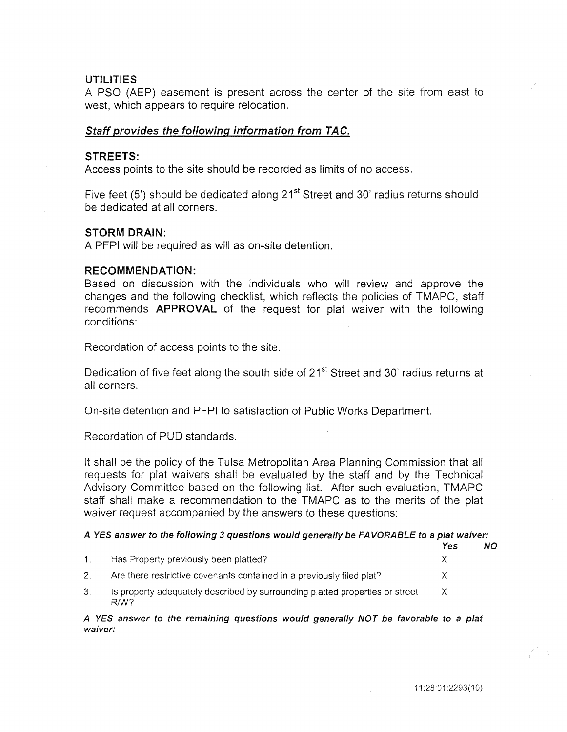## UTILITIES

A PSO (AEP) easement is present across the center of the site from east to west, which appears to require relocation.

***Staff provides the following information from TAC.***

## STREETS:

Access points to the site should be recorded as limits of no access.

Five feet (5') should be dedicated along 21st Street and 30' radius returns should be dedicated at all corners.

## STORM DRAIN:

A PFPI will be required as will as on-site detention.

## RECOMMENDATION:

Based on discussion with the individuals who will review and approve the changes and the following checklist, which reflects the policies of TMAPC, staff recommends **APPROVAL** of the request for plat waiver with the following conditions:

Recordation of access points to the site.

Dedication of five feet along the south side of 21st Street and 30' radius returns at all corners.

On-site detention and PFPI to satisfaction of Public Works Department.

Recordation of PUD standards.

It shall be the policy of the Tulsa Metropolitan Area Planning Commission that all requests for plat waivers shall be evaluated by the staff and by the Technical Advisory Committee based on the following list. After such evaluation, TMAPC staff shall make a recommendation to the TMAPC as to the merits of the plat waiver request accompanied by the answers to these questions:

***A YES answer to the following 3 questions would generally be FAVORABLE to a plat waiver:***

| | | *Yes* | *NO* |
|---|---|---|---|
| 1. | Has Property previously been platted? | X | |
| 2. | Are there restrictive covenants contained in a previously filed plat? | X | |
| 3. | Is property adequately described by surrounding platted properties or street R/W? | X | |

***A YES answer to the remaining questions would generally NOT be favorable to a plat waiver:***

11:28:01:2293(10)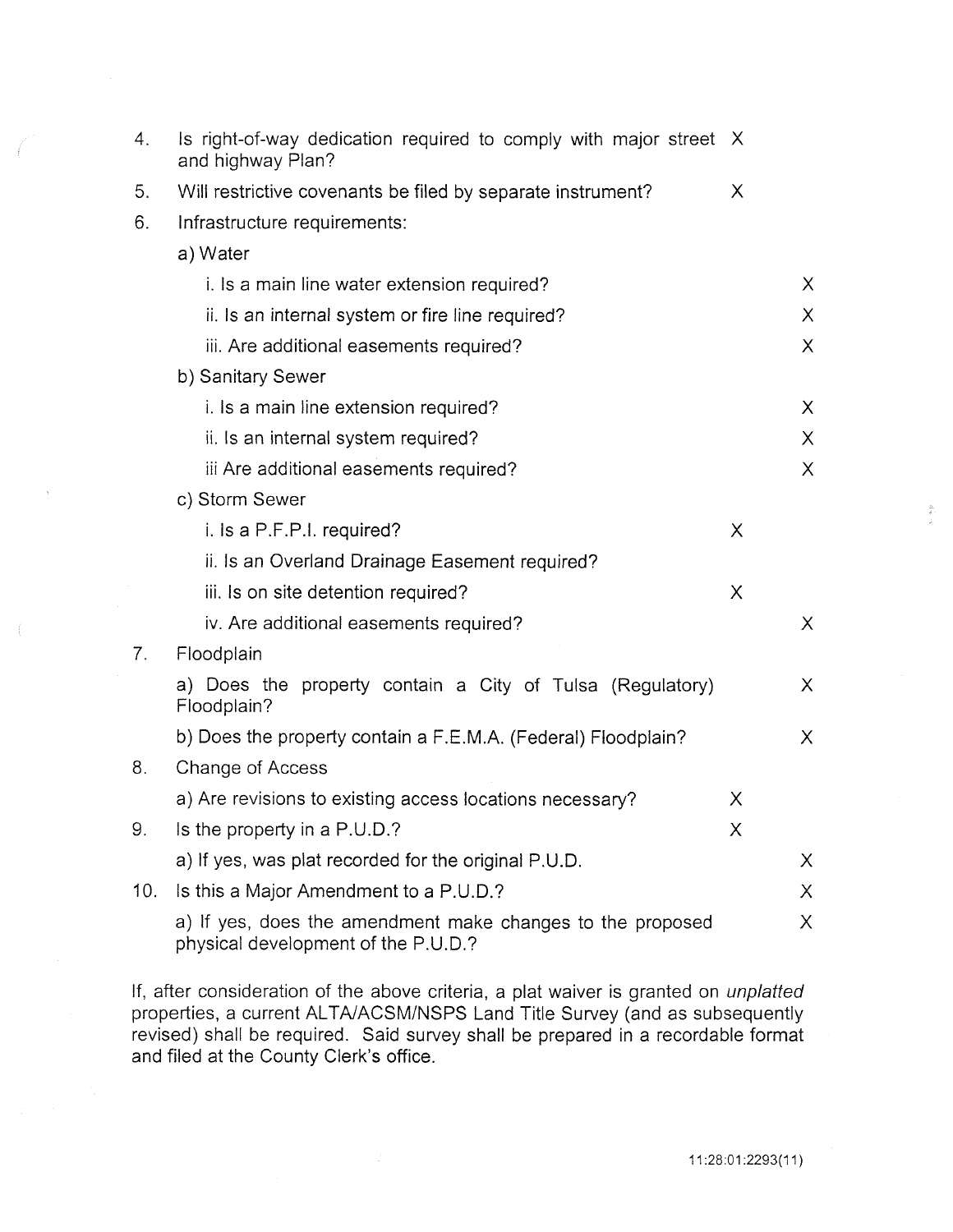| | | Yes | NO |
|---|---|---|---|
| 4. | Is right-of-way dedication required to comply with major street and highway Plan? | X | |
| 5. | Will restrictive covenants be filed by separate instrument? | X | |
| 6. | Infrastructure requirements: | | |
| | a) Water | | |
| | i. Is a main line water extension required? | | X |
| | ii. Is an internal system or fire line required? | | X |
| | iii. Are additional easements required? | | X |
| | b) Sanitary Sewer | | |
| | i. Is a main line extension required? | | X |
| | ii. Is an internal system required? | | X |
| | iii Are additional easements required? | | X |
| | c) Storm Sewer | | |
| | i. Is a P.F.P.I. required? | X | |
| | ii. Is an Overland Drainage Easement required? | | |
| | iii. Is on site detention required? | X | |
| | iv. Are additional easements required? | | X |
| 7. | Floodplain | | |
| | a) Does the property contain a City of Tulsa (Regulatory) Floodplain? | | X |
| | b) Does the property contain a F.E.M.A. (Federal) Floodplain? | | X |
| 8. | Change of Access | | |
| | a) Are revisions to existing access locations necessary? | X | |
| 9. | Is the property in a P.U.D.? | X | |
| | a) If yes, was plat recorded for the original P.U.D. | | X |
| 10. | Is this a Major Amendment to a P.U.D.? | | X |
| | a) If yes, does the amendment make changes to the proposed physical development of the P.U.D.? | | X |

If, after consideration of the above criteria, a plat waiver is granted on *unplatted* properties, a current ALTA/ACSM/NSPS Land Title Survey (and as subsequently revised) shall be required. Said survey shall be prepared in a recordable format and filed at the County Clerk's office.

11:28:01:2293(11)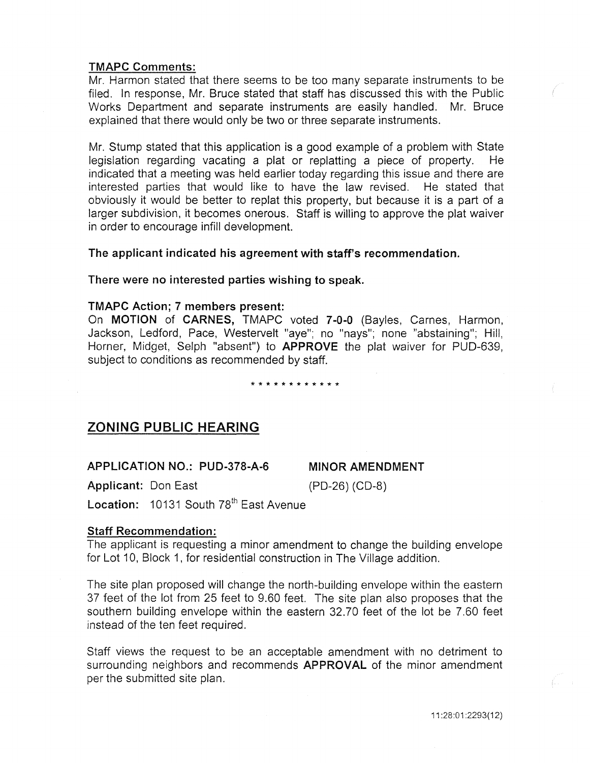**TMAPC Comments:**

Mr. Harmon stated that there seems to be too many separate instruments to be filed. In response, Mr. Bruce stated that staff has discussed this with the Public Works Department and separate instruments are easily handled. Mr. Bruce explained that there would only be two or three separate instruments.

Mr. Stump stated that this application is a good example of a problem with State legislation regarding vacating a plat or replatting a piece of property. He indicated that a meeting was held earlier today regarding this issue and there are interested parties that would like to have the law revised. He stated that obviously it would be better to replat this property, but because it is a part of a larger subdivision, it becomes onerous. Staff is willing to approve the plat waiver in order to encourage infill development.

**The applicant indicated his agreement with staff's recommendation.**

**There were no interested parties wishing to speak.**

**TMAPC Action; 7 members present:**

On **MOTION** of **CARNES,** TMAPC voted **7-0-0** (Bayles, Carnes, Harmon, Jackson, Ledford, Pace, Westervelt "aye"; no "nays"; none "abstaining"; Hill, Horner, Midget, Selph "absent") to **APPROVE** the plat waiver for PUD-639, subject to conditions as recommended by staff.

* * * * * * * * * * * *

## ZONING PUBLIC HEARING

**APPLICATION NO.: PUD-378-A-6** **MINOR AMENDMENT**

**Applicant:** Don East (PD-26) (CD-8)

**Location:** 10131 South 78th East Avenue

**Staff Recommendation:**

The applicant is requesting a minor amendment to change the building envelope for Lot 10, Block 1, for residential construction in The Village addition.

The site plan proposed will change the north-building envelope within the eastern 37 feet of the lot from 25 feet to 9.60 feet. The site plan also proposes that the southern building envelope within the eastern 32.70 feet of the lot be 7.60 feet instead of the ten feet required.

Staff views the request to be an acceptable amendment with no detriment to surrounding neighbors and recommends **APPROVAL** of the minor amendment per the submitted site plan.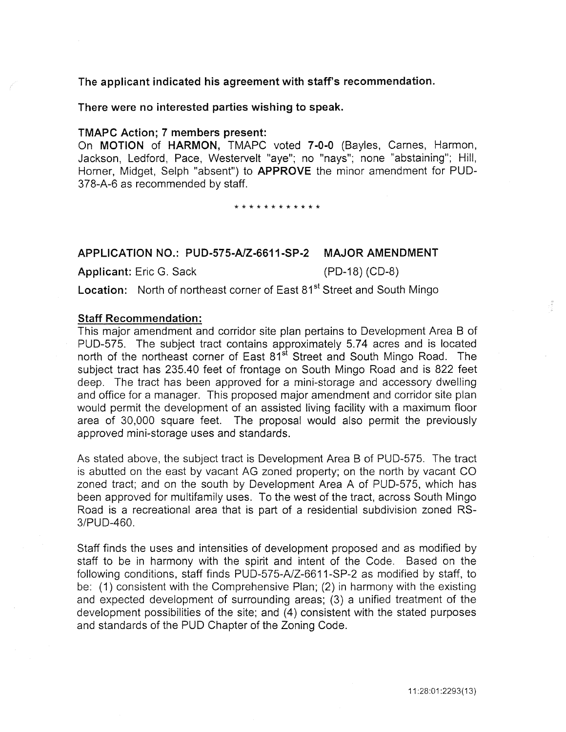**The applicant indicated his agreement with staff's recommendation.**

**There were no interested parties wishing to speak.**

**TMAPC Action; 7 members present:**

On **MOTION** of **HARMON,** TMAPC voted **7-0-0** (Bayles, Carnes, Harmon, Jackson, Ledford, Pace, Westervelt "aye"; no "nays"; none "abstaining"; Hill, Horner, Midget, Selph "absent") to **APPROVE** the minor amendment for PUD-378-A-6 as recommended by staff.

\* \* \* \* \* \* \* \* \* \* \* \*

**APPLICATION NO.: PUD-575-A/Z-6611-SP-2 MAJOR AMENDMENT**

**Applicant:** Eric G. Sack (PD-18) (CD-8)

**Location:** North of northeast corner of East 81st Street and South Mingo

**Staff Recommendation:**

This major amendment and corridor site plan pertains to Development Area B of PUD-575. The subject tract contains approximately 5.74 acres and is located north of the northeast corner of East 81st Street and South Mingo Road. The subject tract has 235.40 feet of frontage on South Mingo Road and is 822 feet deep. The tract has been approved for a mini-storage and accessory dwelling and office for a manager. This proposed major amendment and corridor site plan would permit the development of an assisted living facility with a maximum floor area of 30,000 square feet. The proposal would also permit the previously approved mini-storage uses and standards.

As stated above, the subject tract is Development Area B of PUD-575. The tract is abutted on the east by vacant AG zoned property; on the north by vacant CO zoned tract; and on the south by Development Area A of PUD-575, which has been approved for multifamily uses. To the west of the tract, across South Mingo Road is a recreational area that is part of a residential subdivision zoned RS-3/PUD-460.

Staff finds the uses and intensities of development proposed and as modified by staff to be in harmony with the spirit and intent of the Code. Based on the following conditions, staff finds PUD-575-A/Z-6611-SP-2 as modified by staff, to be: (1) consistent with the Comprehensive Plan; (2) in harmony with the existing and expected development of surrounding areas; (3) a unified treatment of the development possibilities of the site; and (4) consistent with the stated purposes and standards of the PUD Chapter of the Zoning Code.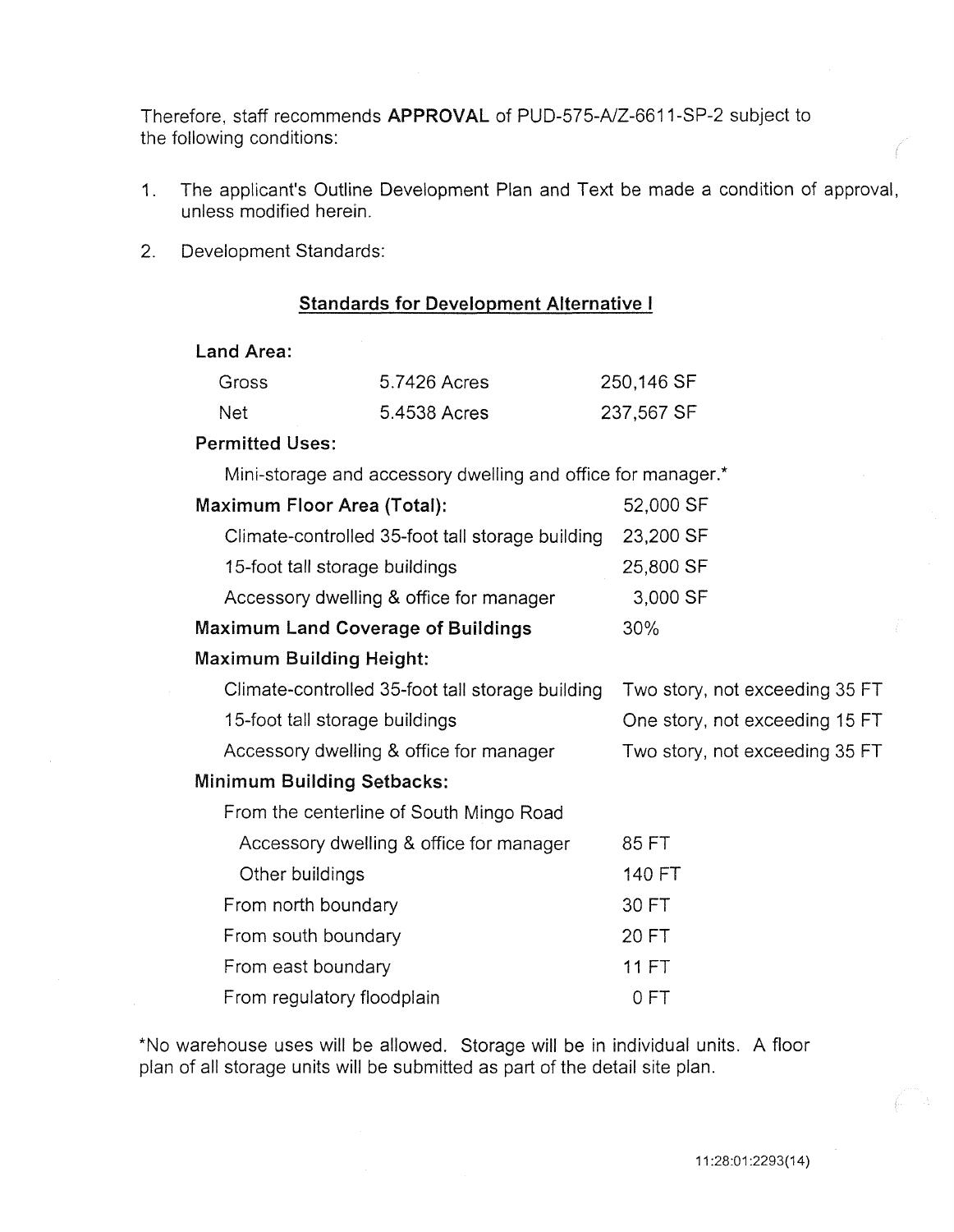Therefore, staff recommends **APPROVAL** of PUD-575-A/Z-6611-SP-2 subject to the following conditions:

1. The applicant's Outline Development Plan and Text be made a condition of approval, unless modified herein.

2. Development Standards:

**Standards for Development Alternative I**

**Land Area:**

| | | |
|---|---|---|
| Gross | 5.7426 Acres | 250,146 SF |
| Net | 5.4538 Acres | 237,567 SF |

**Permitted Uses:**

Mini-storage and accessory dwelling and office for manager.*

| | |
|---|---|
| **Maximum Floor Area (Total):** | 52,000 SF |
| Climate-controlled 35-foot tall storage building | 23,200 SF |
| 15-foot tall storage buildings | 25,800 SF |
| Accessory dwelling & office for manager | 3,000 SF |
| **Maximum Land Coverage of Buildings** | 30% |
| **Maximum Building Height:** | |
| Climate-controlled 35-foot tall storage building | Two story, not exceeding 35 FT |
| 15-foot tall storage buildings | One story, not exceeding 15 FT |
| Accessory dwelling & office for manager | Two story, not exceeding 35 FT |
| **Minimum Building Setbacks:** | |
| From the centerline of South Mingo Road | |
| Accessory dwelling & office for manager | 85 FT |
| Other buildings | 140 FT |
| From north boundary | 30 FT |
| From south boundary | 20 FT |
| From east boundary | 11 FT |
| From regulatory floodplain | 0 FT |

*No warehouse uses will be allowed. Storage will be in individual units. A floor plan of all storage units will be submitted as part of the detail site plan.

11:28:01:2293(14)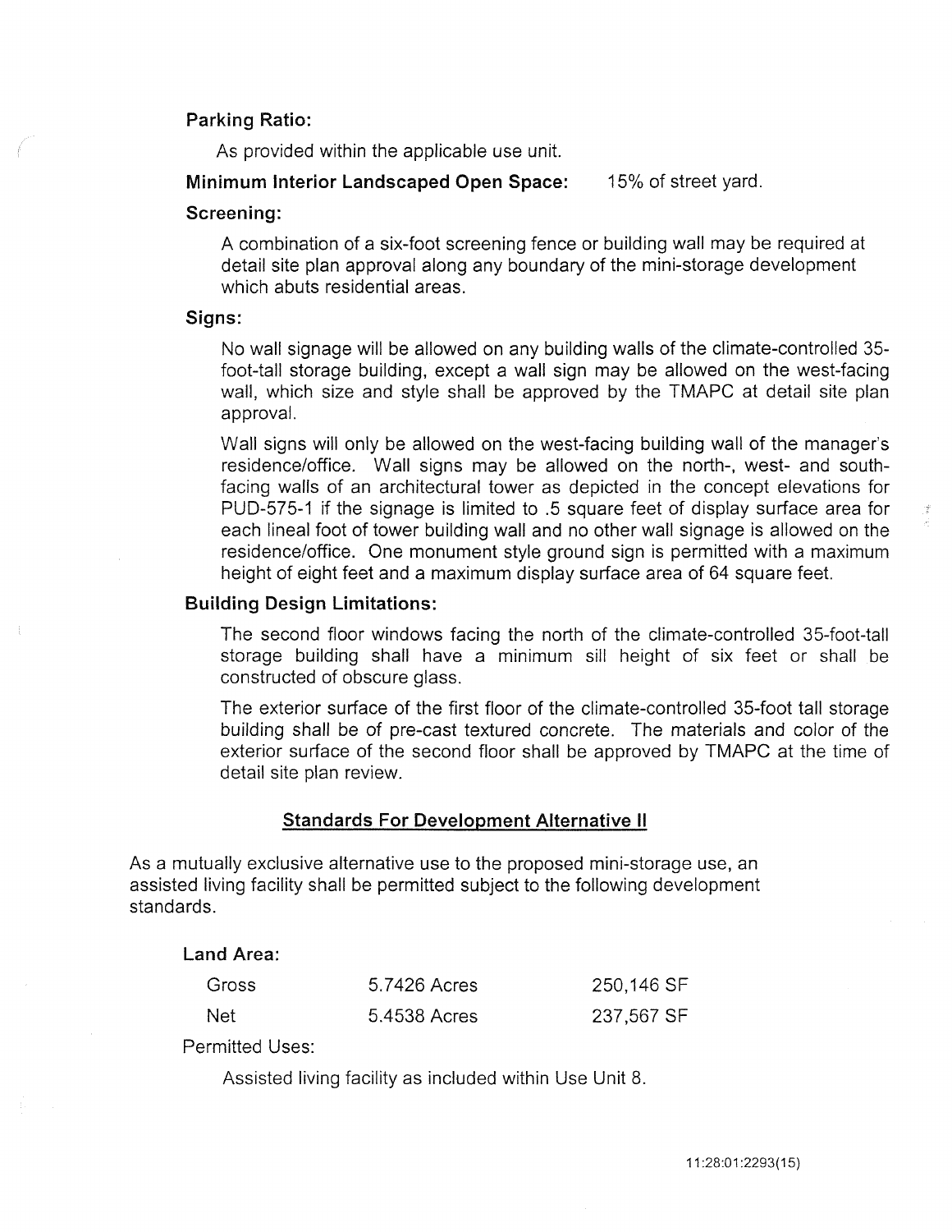**Parking Ratio:**

As provided within the applicable use unit.

**Minimum Interior Landscaped Open Space:** 15% of street yard.

**Screening:**

A combination of a six-foot screening fence or building wall may be required at detail site plan approval along any boundary of the mini-storage development which abuts residential areas.

**Signs:**

No wall signage will be allowed on any building walls of the climate-controlled 35-foot-tall storage building, except a wall sign may be allowed on the west-facing wall, which size and style shall be approved by the TMAPC at detail site plan approval.

Wall signs will only be allowed on the west-facing building wall of the manager's residence/office. Wall signs may be allowed on the north-, west- and south-facing walls of an architectural tower as depicted in the concept elevations for PUD-575-1 if the signage is limited to .5 square feet of display surface area for each lineal foot of tower building wall and no other wall signage is allowed on the residence/office. One monument style ground sign is permitted with a maximum height of eight feet and a maximum display surface area of 64 square feet.

**Building Design Limitations:**

The second floor windows facing the north of the climate-controlled 35-foot-tall storage building shall have a minimum sill height of six feet or shall be constructed of obscure glass.

The exterior surface of the first floor of the climate-controlled 35-foot tall storage building shall be of pre-cast textured concrete. The materials and color of the exterior surface of the second floor shall be approved by TMAPC at the time of detail site plan review.

## Standards For Development Alternative II

As a mutually exclusive alternative use to the proposed mini-storage use, an assisted living facility shall be permitted subject to the following development standards.

**Land Area:**

| | | |
|---|---|---|
| Gross | 5.7426 Acres | 250,146 SF |
| Net | 5.4538 Acres | 237,567 SF |

Permitted Uses:

Assisted living facility as included within Use Unit 8.

11:28:01:2293(15)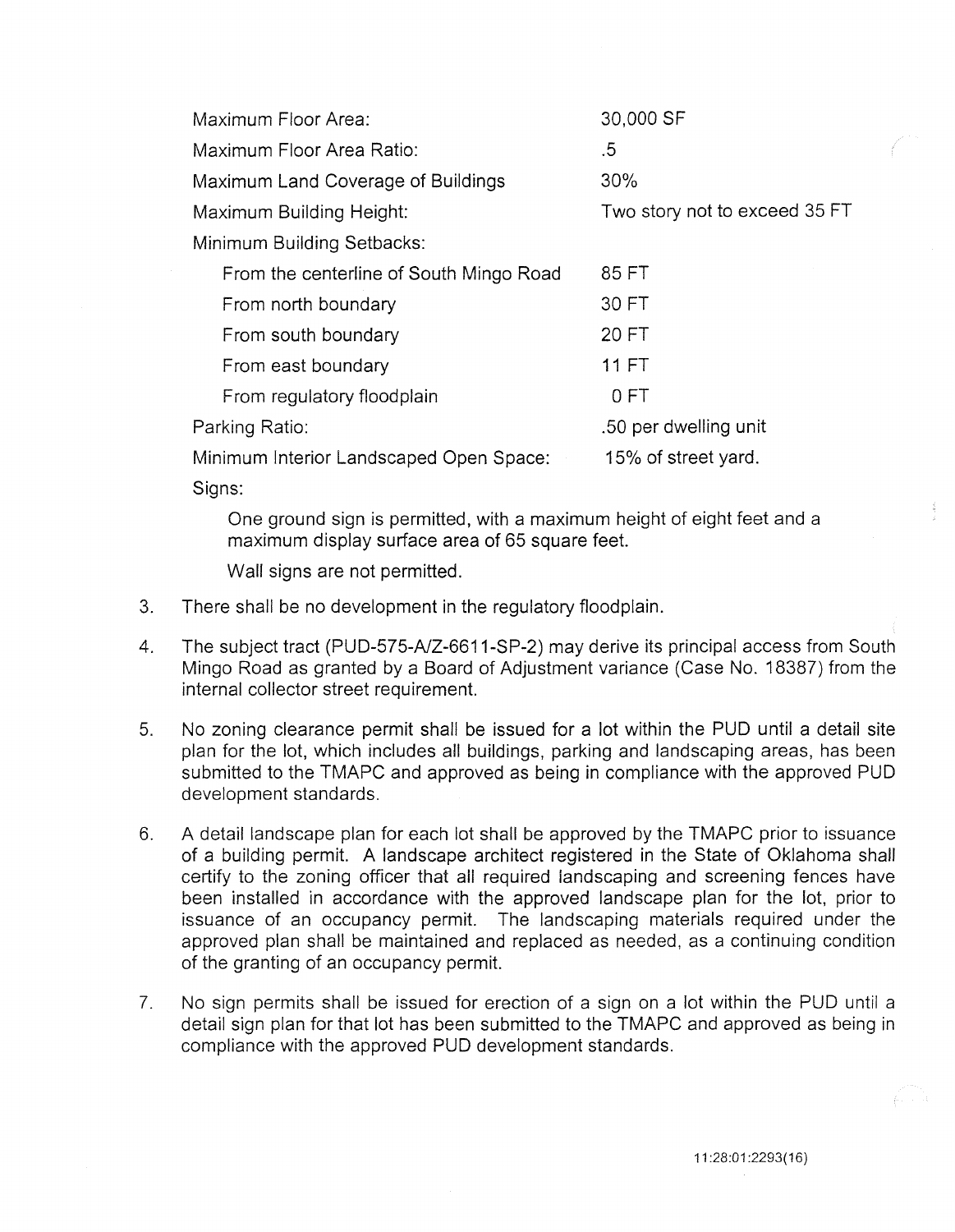| | |
|---|---|
| Maximum Floor Area: | 30,000 SF |
| Maximum Floor Area Ratio: | .5 |
| Maximum Land Coverage of Buildings | 30% |
| Maximum Building Height: | Two story not to exceed 35 FT |
| Minimum Building Setbacks: | |
| From the centerline of South Mingo Road | 85 FT |
| From north boundary | 30 FT |
| From south boundary | 20 FT |
| From east boundary | 11 FT |
| From regulatory floodplain | 0 FT |
| Parking Ratio: | .50 per dwelling unit |
| Minimum Interior Landscaped Open Space: | 15% of street yard. |

Signs:

One ground sign is permitted, with a maximum height of eight feet and a maximum display surface area of 65 square feet.

Wall signs are not permitted.

3. There shall be no development in the regulatory floodplain.

4. The subject tract (PUD-575-A/Z-6611-SP-2) may derive its principal access from South Mingo Road as granted by a Board of Adjustment variance (Case No. 18387) from the internal collector street requirement.

5. No zoning clearance permit shall be issued for a lot within the PUD until a detail site plan for the lot, which includes all buildings, parking and landscaping areas, has been submitted to the TMAPC and approved as being in compliance with the approved PUD development standards.

6. A detail landscape plan for each lot shall be approved by the TMAPC prior to issuance of a building permit. A landscape architect registered in the State of Oklahoma shall certify to the zoning officer that all required landscaping and screening fences have been installed in accordance with the approved landscape plan for the lot, prior to issuance of an occupancy permit. The landscaping materials required under the approved plan shall be maintained and replaced as needed, as a continuing condition of the granting of an occupancy permit.

7. No sign permits shall be issued for erection of a sign on a lot within the PUD until a detail sign plan for that lot has been submitted to the TMAPC and approved as being in compliance with the approved PUD development standards.

11:28:01:2293(16)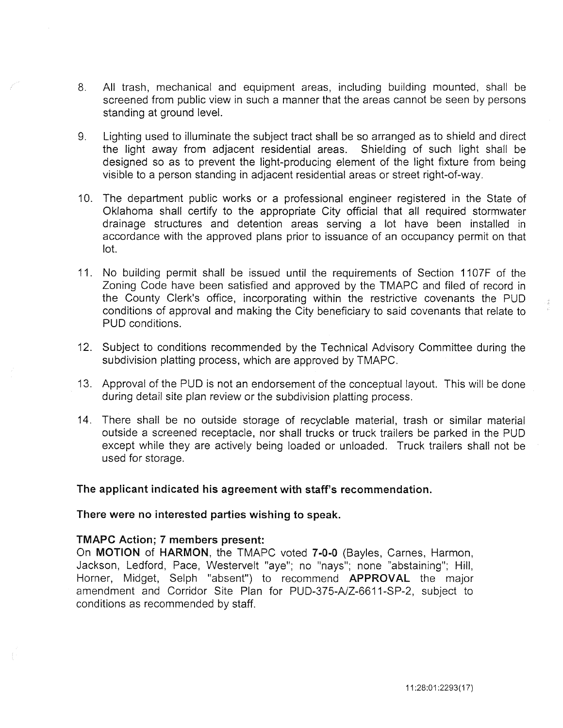8. All trash, mechanical and equipment areas, including building mounted, shall be screened from public view in such a manner that the areas cannot be seen by persons standing at ground level.

9. Lighting used to illuminate the subject tract shall be so arranged as to shield and direct the light away from adjacent residential areas. Shielding of such light shall be designed so as to prevent the light-producing element of the light fixture from being visible to a person standing in adjacent residential areas or street right-of-way.

10. The department public works or a professional engineer registered in the State of Oklahoma shall certify to the appropriate City official that all required stormwater drainage structures and detention areas serving a lot have been installed in accordance with the approved plans prior to issuance of an occupancy permit on that lot.

11. No building permit shall be issued until the requirements of Section 1107F of the Zoning Code have been satisfied and approved by the TMAPC and filed of record in the County Clerk's office, incorporating within the restrictive covenants the PUD conditions of approval and making the City beneficiary to said covenants that relate to PUD conditions.

12. Subject to conditions recommended by the Technical Advisory Committee during the subdivision platting process, which are approved by TMAPC.

13. Approval of the PUD is not an endorsement of the conceptual layout. This will be done during detail site plan review or the subdivision platting process.

14. There shall be no outside storage of recyclable material, trash or similar material outside a screened receptacle, nor shall trucks or truck trailers be parked in the PUD except while they are actively being loaded or unloaded. Truck trailers shall not be used for storage.

**The applicant indicated his agreement with staff's recommendation.**

**There were no interested parties wishing to speak.**

**TMAPC Action; 7 members present:**

On **MOTION** of **HARMON**, the TMAPC voted **7-0-0** (Bayles, Carnes, Harmon, Jackson, Ledford, Pace, Westervelt "aye"; no "nays"; none "abstaining"; Hill, Horner, Midget, Selph "absent") to recommend **APPROVAL** the major amendment and Corridor Site Plan for PUD-375-A/Z-6611-SP-2, subject to conditions as recommended by staff.

11:28:01:2293(17)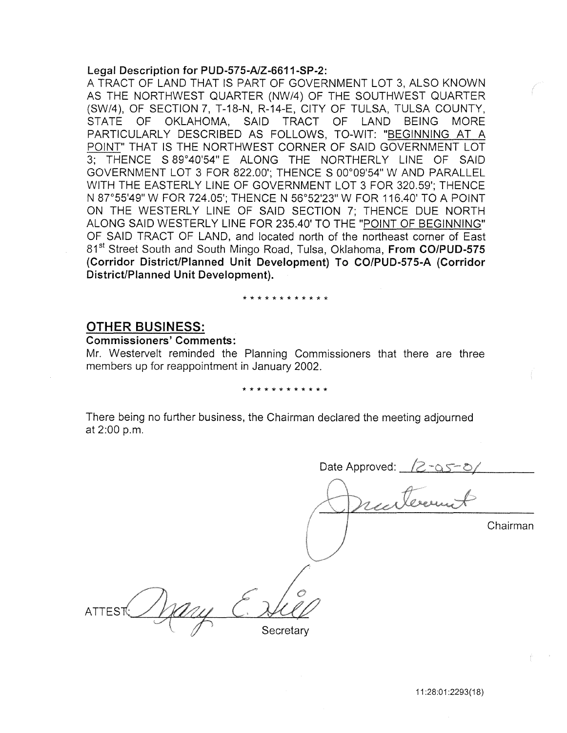**Legal Description for PUD-575-A/Z-6611-SP-2:**

A TRACT OF LAND THAT IS PART OF GOVERNMENT LOT 3, ALSO KNOWN AS THE NORTHWEST QUARTER (NW/4) OF THE SOUTHWEST QUARTER (SW/4), OF SECTION 7, T-18-N, R-14-E, CITY OF TULSA, TULSA COUNTY, STATE OF OKLAHOMA, SAID TRACT OF LAND BEING MORE PARTICULARLY DESCRIBED AS FOLLOWS, TO-WIT: "BEGINNING AT A POINT" THAT IS THE NORTHWEST CORNER OF SAID GOVERNMENT LOT 3; THENCE S 89°40'54" E ALONG THE NORTHERLY LINE OF SAID GOVERNMENT LOT 3 FOR 822.00'; THENCE S 00°09'54" W AND PARALLEL WITH THE EASTERLY LINE OF GOVERNMENT LOT 3 FOR 320.59'; THENCE N 87°55'49" W FOR 724.05'; THENCE N 56°52'23" W FOR 116.40' TO A POINT ON THE WESTERLY LINE OF SAID SECTION 7; THENCE DUE NORTH ALONG SAID WESTERLY LINE FOR 235.40' TO THE "POINT OF BEGINNING" OF SAID TRACT OF LAND, and located north of the northeast corner of East 81st Street South and South Mingo Road, Tulsa, Oklahoma, **From CO/PUD-575 (Corridor District/Planned Unit Development) To CO/PUD-575-A (Corridor District/Planned Unit Development).**

* * * * * * * * * * * *

## OTHER BUSINESS:

**Commissioners' Comments:**

Mr. Westervelt reminded the Planning Commissioners that there are three members up for reappointment in January 2002.

* * * * * * * * * * * *

There being no further business, the Chairman declared the meeting adjourned at 2:00 p.m.

Date Approved: 12-05-01

Chairman

ATTEST:

Secretary

11:28:01:2293(18)